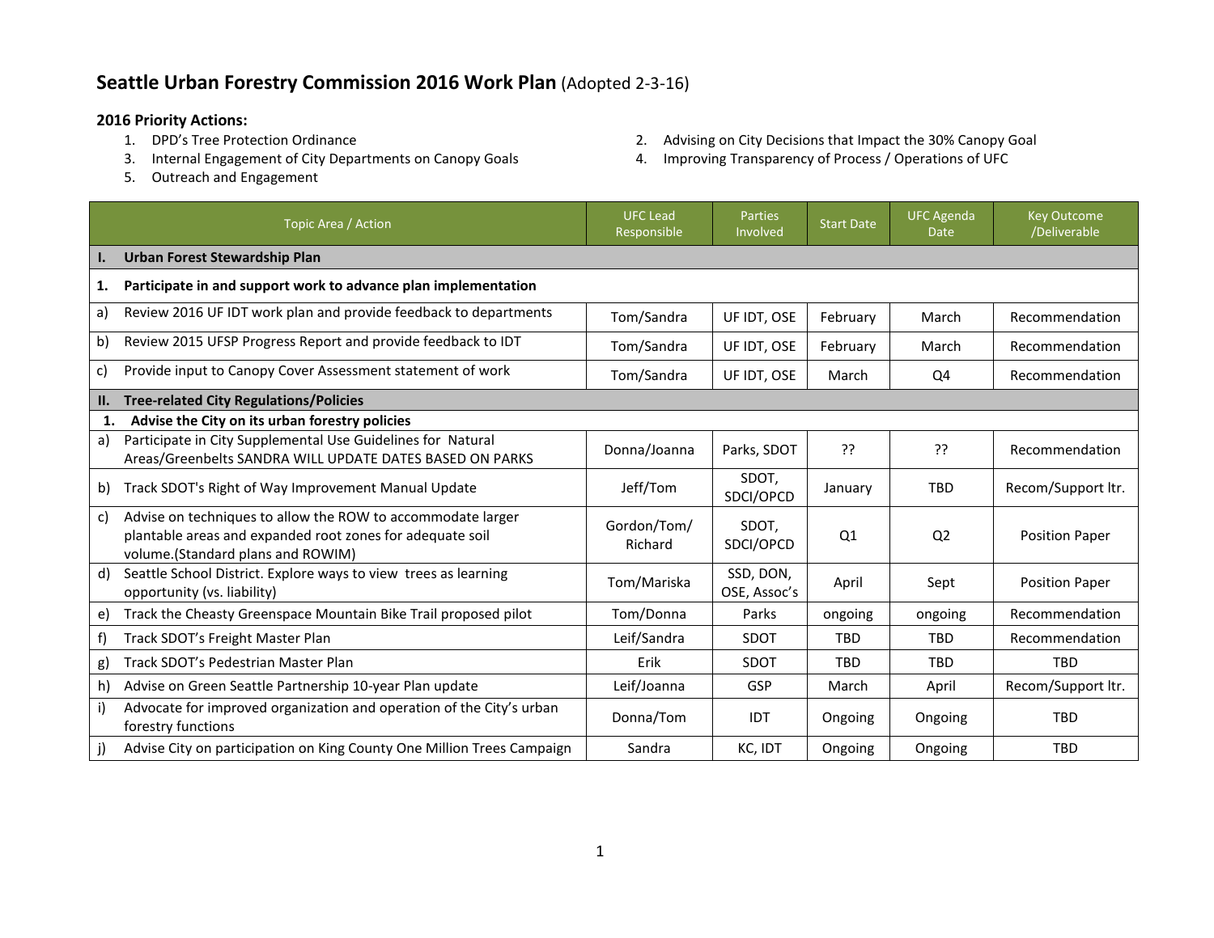# Seattle Urban Forestry Commission 2016 Work Plan (Adopted 2-3-16)

**2016 Priority Actions:**

1. DPD's Tree Protection Ordinance
2. Advising on City Decisions that Impact the 30% Canopy Goal
3. Internal Engagement of City Departments on Canopy Goals
4. Improving Transparency of Process / Operations of UFC
5. Outreach and Engagement

| Topic Area / Action | UFC Lead Responsible | Parties Involved | Start Date | UFC Agenda Date | Key Outcome /Deliverable |
|---|---|---|---|---|---|
| **I. Urban Forest Stewardship Plan** | | | | | |
| **1. Participate in and support work to advance plan implementation** | | | | | |
| a) Review 2016 UF IDT work plan and provide feedback to departments | Tom/Sandra | UF IDT, OSE | February | March | Recommendation |
| b) Review 2015 UFSP Progress Report and provide feedback to IDT | Tom/Sandra | UF IDT, OSE | February | March | Recommendation |
| c) Provide input to Canopy Cover Assessment statement of work | Tom/Sandra | UF IDT, OSE | March | Q4 | Recommendation |
| **II. Tree-related City Regulations/Policies** | | | | | |
| **1. Advise the City on its urban forestry policies** | | | | | |
| a) Participate in City Supplemental Use Guidelines for Natural Areas/Greenbelts SANDRA WILL UPDATE DATES BASED ON PARKS | Donna/Joanna | Parks, SDOT | ?? | ?? | Recommendation |
| b) Track SDOT's Right of Way Improvement Manual Update | Jeff/Tom | SDOT, SDCI/OPCD | January | TBD | Recom/Support ltr. |
| c) Advise on techniques to allow the ROW to accommodate larger plantable areas and expanded root zones for adequate soil volume.(Standard plans and ROWIM) | Gordon/Tom/ Richard | SDOT, SDCI/OPCD | Q1 | Q2 | Position Paper |
| d) Seattle School District. Explore ways to view trees as learning opportunity (vs. liability) | Tom/Mariska | SSD, DON, OSE, Assoc's | April | Sept | Position Paper |
| e) Track the Cheasty Greenspace Mountain Bike Trail proposed pilot | Tom/Donna | Parks | ongoing | ongoing | Recommendation |
| f) Track SDOT's Freight Master Plan | Leif/Sandra | SDOT | TBD | TBD | Recommendation |
| g) Track SDOT's Pedestrian Master Plan | Erik | SDOT | TBD | TBD | TBD |
| h) Advise on Green Seattle Partnership 10-year Plan update | Leif/Joanna | GSP | March | April | Recom/Support ltr. |
| i) Advocate for improved organization and operation of the City's urban forestry functions | Donna/Tom | IDT | Ongoing | Ongoing | TBD |
| j) Advise City on participation on King County One Million Trees Campaign | Sandra | KC, IDT | Ongoing | Ongoing | TBD |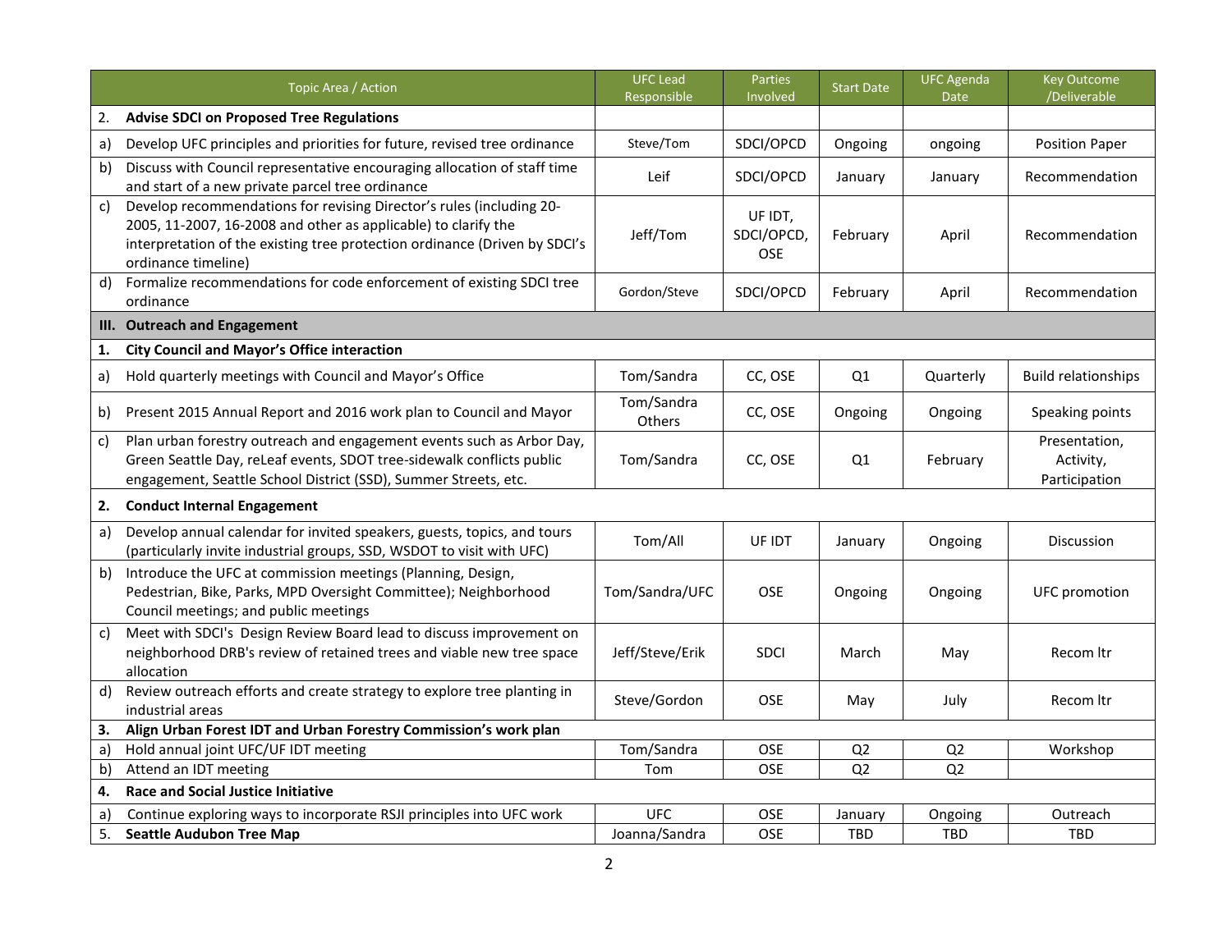| | Topic Area / Action | UFC Lead Responsible | Parties Involved | Start Date | UFC Agenda Date | Key Outcome /Deliverable |
|---|---|---|---|---|---|---|
| 2. | **Advise SDCI on Proposed Tree Regulations** | | | | | |
| a) | Develop UFC principles and priorities for future, revised tree ordinance | Steve/Tom | SDCI/OPCD | Ongoing | ongoing | Position Paper |
| b) | Discuss with Council representative encouraging allocation of staff time and start of a new private parcel tree ordinance | Leif | SDCI/OPCD | January | January | Recommendation |
| c) | Develop recommendations for revising Director's rules (including 20-2005, 11-2007, 16-2008 and other as applicable) to clarify the interpretation of the existing tree protection ordinance (Driven by SDCI's ordinance timeline) | Jeff/Tom | UF IDT, SDCI/OPCD, OSE | February | April | Recommendation |
| d) | Formalize recommendations for code enforcement of existing SDCI tree ordinance | Gordon/Steve | SDCI/OPCD | February | April | Recommendation |
| **III.** | **Outreach and Engagement** | | | | | |
| **1.** | **City Council and Mayor's Office interaction** | | | | | |
| a) | Hold quarterly meetings with Council and Mayor's Office | Tom/Sandra | CC, OSE | Q1 | Quarterly | Build relationships |
| b) | Present 2015 Annual Report and 2016 work plan to Council and Mayor | Tom/Sandra Others | CC, OSE | Ongoing | Ongoing | Speaking points |
| c) | Plan urban forestry outreach and engagement events such as Arbor Day, Green Seattle Day, reLeaf events, SDOT tree-sidewalk conflicts public engagement, Seattle School District (SSD), Summer Streets, etc. | Tom/Sandra | CC, OSE | Q1 | February | Presentation, Activity, Participation |
| **2.** | **Conduct Internal Engagement** | | | | | |
| a) | Develop annual calendar for invited speakers, guests, topics, and tours (particularly invite industrial groups, SSD, WSDOT to visit with UFC) | Tom/All | UF IDT | January | Ongoing | Discussion |
| b) | Introduce the UFC at commission meetings (Planning, Design, Pedestrian, Bike, Parks, MPD Oversight Committee); Neighborhood Council meetings; and public meetings | Tom/Sandra/UFC | OSE | Ongoing | Ongoing | UFC promotion |
| c) | Meet with SDCI's Design Review Board lead to discuss improvement on neighborhood DRB's review of retained trees and viable new tree space allocation | Jeff/Steve/Erik | SDCI | March | May | Recom ltr |
| d) | Review outreach efforts and create strategy to explore tree planting in industrial areas | Steve/Gordon | OSE | May | July | Recom ltr |
| **3.** | **Align Urban Forest IDT and Urban Forestry Commission's work plan** | | | | | |
| a) | Hold annual joint UFC/UF IDT meeting | Tom/Sandra | OSE | Q2 | Q2 | Workshop |
| b) | Attend an IDT meeting | Tom | OSE | Q2 | Q2 | |
| **4.** | **Race and Social Justice Initiative** | | | | | |
| a) | Continue exploring ways to incorporate RSJI principles into UFC work | UFC | OSE | January | Ongoing | Outreach |
| 5. | **Seattle Audubon Tree Map** | Joanna/Sandra | OSE | TBD | TBD | TBD |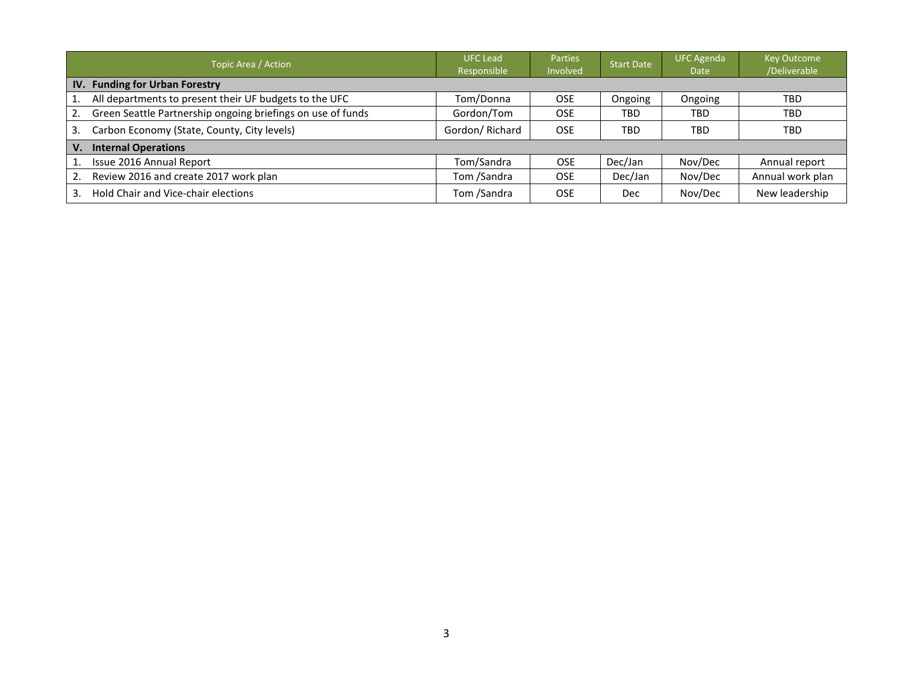| Topic Area / Action | UFC Lead Responsible | Parties Involved | Start Date | UFC Agenda Date | Key Outcome /Deliverable |
|---|---|---|---|---|---|
| **IV. Funding for Urban Forestry** | | | | | |
| 1. All departments to present their UF budgets to the UFC | Tom/Donna | OSE | Ongoing | Ongoing | TBD |
| 2. Green Seattle Partnership ongoing briefings on use of funds | Gordon/Tom | OSE | TBD | TBD | TBD |
| 3. Carbon Economy (State, County, City levels) | Gordon/ Richard | OSE | TBD | TBD | TBD |
| **V. Internal Operations** | | | | | |
| 1. Issue 2016 Annual Report | Tom/Sandra | OSE | Dec/Jan | Nov/Dec | Annual report |
| 2. Review 2016 and create 2017 work plan | Tom /Sandra | OSE | Dec/Jan | Nov/Dec | Annual work plan |
| 3. Hold Chair and Vice-chair elections | Tom /Sandra | OSE | Dec | Nov/Dec | New leadership |